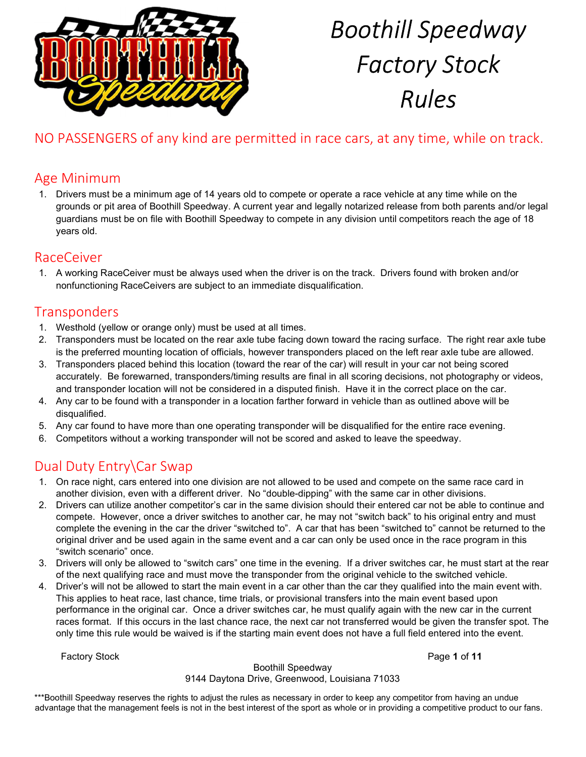# Boothill Speedway Factory Stock Rules

NO PASSENGERS of any kind are permitted in race cars, at any time, while on track.

## Age Minimum

1. Drivers must be a minimum age of 14 years old to compete or operate a race vehicle at any time while on the grounds or pit area of Boothill Speedway. A current year and legally notarized release from both parents and/or legal guardians must be on file with Boothill Speedway to compete in any division until competitors reach the age of 18 years old.

## RaceCeiver

1. A working RaceCeiver must be always used when the driver is on the track. Drivers found with broken and/or nonfunctioning RaceCeivers are subject to an immediate disqualification.

## Transponders

1. Westhold (yellow or orange only) must be used at all times.
2. Transponders must be located on the rear axle tube facing down toward the racing surface. The right rear axle tube is the preferred mounting location of officials, however transponders placed on the left rear axle tube are allowed.
3. Transponders placed behind this location (toward the rear of the car) will result in your car not being scored accurately. Be forewarned, transponders/timing results are final in all scoring decisions, not photography or videos, and transponder location will not be considered in a disputed finish. Have it in the correct place on the car.
4. Any car to be found with a transponder in a location farther forward in vehicle than as outlined above will be disqualified.
5. Any car found to have more than one operating transponder will be disqualified for the entire race evening.
6. Competitors without a working transponder will not be scored and asked to leave the speedway.

## Dual Duty Entry\Car Swap

1. On race night, cars entered into one division are not allowed to be used and compete on the same race card in another division, even with a different driver. No "double-dipping" with the same car in other divisions.
2. Drivers can utilize another competitor's car in the same division should their entered car not be able to continue and compete. However, once a driver switches to another car, he may not "switch back" to his original entry and must complete the evening in the car the driver "switched to". A car that has been "switched to" cannot be returned to the original driver and be used again in the same event and a car can only be used once in the race program in this "switch scenario" once.
3. Drivers will only be allowed to "switch cars" one time in the evening. If a driver switches car, he must start at the rear of the next qualifying race and must move the transponder from the original vehicle to the switched vehicle.
4. Driver's will not be allowed to start the main event in a car other than the car they qualified into the main event with. This applies to heat race, last chance, time trials, or provisional transfers into the main event based upon performance in the original car. Once a driver switches car, he must qualify again with the new car in the current races format. If this occurs in the last chance race, the next car not transferred would be given the transfer spot. The only time this rule would be waived is if the starting main event does not have a full field entered into the event.

Boothill Speedway
9144 Daytona Drive, Greenwood, Louisiana 71033

***Boothill Speedway reserves the rights to adjust the rules as necessary in order to keep any competitor from having an undue advantage that the management feels is not in the best interest of the sport as whole or in providing a competitive product to our fans.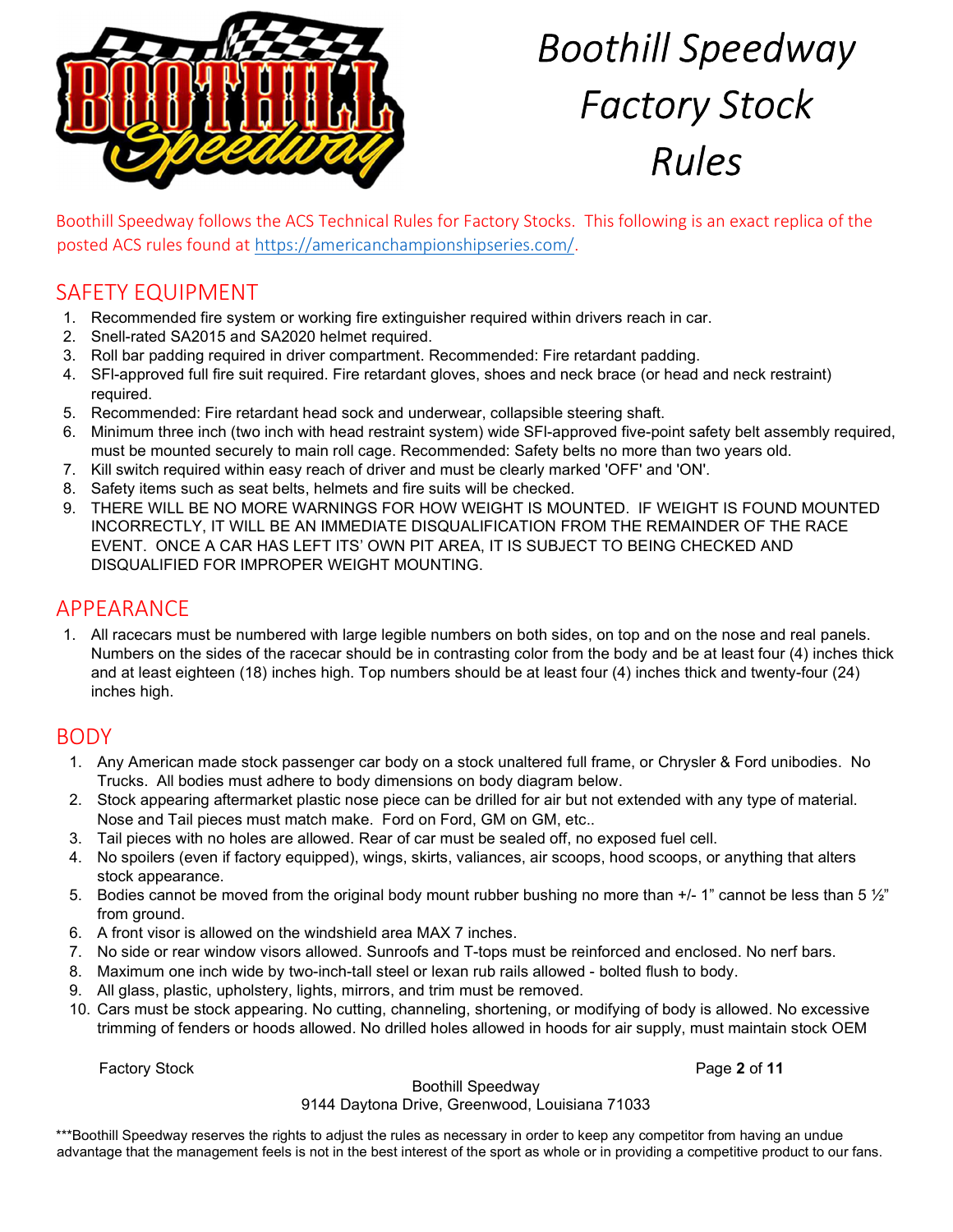# Boothill Speedway Factory Stock Rules

Boothill Speedway follows the ACS Technical Rules for Factory Stocks. This following is an exact replica of the posted ACS rules found at https://americanchampionshipseries.com/.

## SAFETY EQUIPMENT

1. Recommended fire system or working fire extinguisher required within drivers reach in car.
2. Snell-rated SA2015 and SA2020 helmet required.
3. Roll bar padding required in driver compartment. Recommended: Fire retardant padding.
4. SFI-approved full fire suit required. Fire retardant gloves, shoes and neck brace (or head and neck restraint) required.
5. Recommended: Fire retardant head sock and underwear, collapsible steering shaft.
6. Minimum three inch (two inch with head restraint system) wide SFI-approved five-point safety belt assembly required, must be mounted securely to main roll cage. Recommended: Safety belts no more than two years old.
7. Kill switch required within easy reach of driver and must be clearly marked 'OFF' and 'ON'.
8. Safety items such as seat belts, helmets and fire suits will be checked.
9. THERE WILL BE NO MORE WARNINGS FOR HOW WEIGHT IS MOUNTED. IF WEIGHT IS FOUND MOUNTED INCORRECTLY, IT WILL BE AN IMMEDIATE DISQUALIFICATION FROM THE REMAINDER OF THE RACE EVENT. ONCE A CAR HAS LEFT ITS' OWN PIT AREA, IT IS SUBJECT TO BEING CHECKED AND DISQUALIFIED FOR IMPROPER WEIGHT MOUNTING.

## APPEARANCE

1. All racecars must be numbered with large legible numbers on both sides, on top and on the nose and real panels. Numbers on the sides of the racecar should be in contrasting color from the body and be at least four (4) inches thick and at least eighteen (18) inches high. Top numbers should be at least four (4) inches thick and twenty-four (24) inches high.

## BODY

1. Any American made stock passenger car body on a stock unaltered full frame, or Chrysler & Ford unibodies. No Trucks. All bodies must adhere to body dimensions on body diagram below.
2. Stock appearing aftermarket plastic nose piece can be drilled for air but not extended with any type of material. Nose and Tail pieces must match make. Ford on Ford, GM on GM, etc..
3. Tail pieces with no holes are allowed. Rear of car must be sealed off, no exposed fuel cell.
4. No spoilers (even if factory equipped), wings, skirts, valiances, air scoops, hood scoops, or anything that alters stock appearance.
5. Bodies cannot be moved from the original body mount rubber bushing no more than +/- 1" cannot be less than 5 ½" from ground.
6. A front visor is allowed on the windshield area MAX 7 inches.
7. No side or rear window visors allowed. Sunroofs and T-tops must be reinforced and enclosed. No nerf bars.
8. Maximum one inch wide by two-inch-tall steel or lexan rub rails allowed - bolted flush to body.
9. All glass, plastic, upholstery, lights, mirrors, and trim must be removed.
10. Cars must be stock appearing. No cutting, channeling, shortening, or modifying of body is allowed. No excessive trimming of fenders or hoods allowed. No drilled holes allowed in hoods for air supply, must maintain stock OEM

Factory Stock

Boothill Speedway
9144 Daytona Drive, Greenwood, Louisiana 71033

***Boothill Speedway reserves the rights to adjust the rules as necessary in order to keep any competitor from having an undue advantage that the management feels is not in the best interest of the sport as whole or in providing a competitive product to our fans.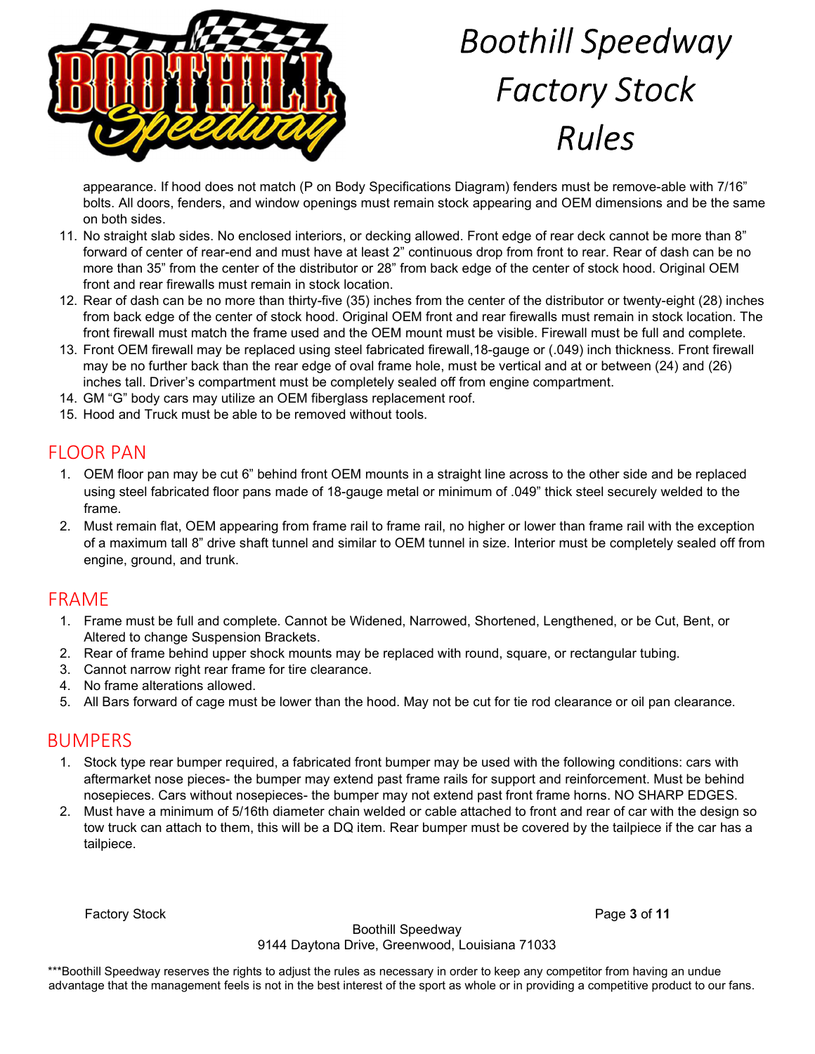appearance. If hood does not match (P on Body Specifications Diagram) fenders must be remove-able with 7/16" bolts. All doors, fenders, and window openings must remain stock appearing and OEM dimensions and be the same on both sides.

11. No straight slab sides. No enclosed interiors, or decking allowed. Front edge of rear deck cannot be more than 8" forward of center of rear-end and must have at least 2" continuous drop from front to rear. Rear of dash can be no more than 35" from the center of the distributor or 28" from back edge of the center of stock hood. Original OEM front and rear firewalls must remain in stock location.
12. Rear of dash can be no more than thirty-five (35) inches from the center of the distributor or twenty-eight (28) inches from back edge of the center of stock hood. Original OEM front and rear firewalls must remain in stock location. The front firewall must match the frame used and the OEM mount must be visible. Firewall must be full and complete.
13. Front OEM firewall may be replaced using steel fabricated firewall,18-gauge or (.049) inch thickness. Front firewall may be no further back than the rear edge of oval frame hole, must be vertical and at or between (24) and (26) inches tall. Driver's compartment must be completely sealed off from engine compartment.
14. GM "G" body cars may utilize an OEM fiberglass replacement roof.
15. Hood and Truck must be able to be removed without tools.

## FLOOR PAN

1. OEM floor pan may be cut 6" behind front OEM mounts in a straight line across to the other side and be replaced using steel fabricated floor pans made of 18-gauge metal or minimum of .049" thick steel securely welded to the frame.
2. Must remain flat, OEM appearing from frame rail to frame rail, no higher or lower than frame rail with the exception of a maximum tall 8" drive shaft tunnel and similar to OEM tunnel in size. Interior must be completely sealed off from engine, ground, and trunk.

## FRAME

1. Frame must be full and complete. Cannot be Widened, Narrowed, Shortened, Lengthened, or be Cut, Bent, or Altered to change Suspension Brackets.
2. Rear of frame behind upper shock mounts may be replaced with round, square, or rectangular tubing.
3. Cannot narrow right rear frame for tire clearance.
4. No frame alterations allowed.
5. All Bars forward of cage must be lower than the hood. May not be cut for tie rod clearance or oil pan clearance.

## BUMPERS

1. Stock type rear bumper required, a fabricated front bumper may be used with the following conditions: cars with aftermarket nose pieces- the bumper may extend past frame rails for support and reinforcement. Must be behind nosepieces. Cars without nosepieces- the bumper may not extend past front frame horns. NO SHARP EDGES.
2. Must have a minimum of 5/16th diameter chain welded or cable attached to front and rear of car with the design so tow truck can attach to them, this will be a DQ item. Rear bumper must be covered by the tailpiece if the car has a tailpiece.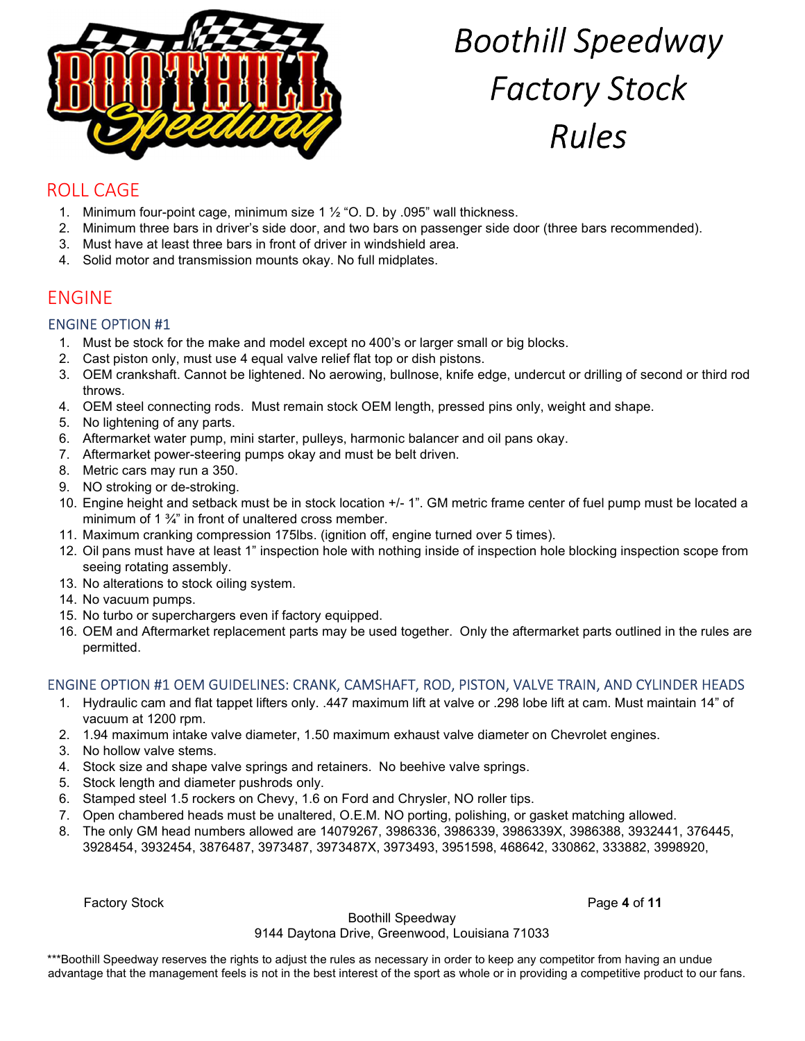# Boothill Speedway Factory Stock Rules

## ROLL CAGE

1. Minimum four-point cage, minimum size 1 ½ "O. D. by .095" wall thickness.
2. Minimum three bars in driver's side door, and two bars on passenger side door (three bars recommended).
3. Must have at least three bars in front of driver in windshield area.
4. Solid motor and transmission mounts okay. No full midplates.

## ENGINE

### ENGINE OPTION #1

1. Must be stock for the make and model except no 400's or larger small or big blocks.
2. Cast piston only, must use 4 equal valve relief flat top or dish pistons.
3. OEM crankshaft. Cannot be lightened. No aerowing, bullnose, knife edge, undercut or drilling of second or third rod throws.
4. OEM steel connecting rods. Must remain stock OEM length, pressed pins only, weight and shape.
5. No lightening of any parts.
6. Aftermarket water pump, mini starter, pulleys, harmonic balancer and oil pans okay.
7. Aftermarket power-steering pumps okay and must be belt driven.
8. Metric cars may run a 350.
9. NO stroking or de-stroking.
10. Engine height and setback must be in stock location +/- 1". GM metric frame center of fuel pump must be located a minimum of 1 ¾" in front of unaltered cross member.
11. Maximum cranking compression 175lbs. (ignition off, engine turned over 5 times).
12. Oil pans must have at least 1" inspection hole with nothing inside of inspection hole blocking inspection scope from seeing rotating assembly.
13. No alterations to stock oiling system.
14. No vacuum pumps.
15. No turbo or superchargers even if factory equipped.
16. OEM and Aftermarket replacement parts may be used together. Only the aftermarket parts outlined in the rules are permitted.

### ENGINE OPTION #1 OEM GUIDELINES: CRANK, CAMSHAFT, ROD, PISTON, VALVE TRAIN, AND CYLINDER HEADS

1. Hydraulic cam and flat tappet lifters only. .447 maximum lift at valve or .298 lobe lift at cam. Must maintain 14" of vacuum at 1200 rpm.
2. 1.94 maximum intake valve diameter, 1.50 maximum exhaust valve diameter on Chevrolet engines.
3. No hollow valve stems.
4. Stock size and shape valve springs and retainers. No beehive valve springs.
5. Stock length and diameter pushrods only.
6. Stamped steel 1.5 rockers on Chevy, 1.6 on Ford and Chrysler, NO roller tips.
7. Open chambered heads must be unaltered, O.E.M. NO porting, polishing, or gasket matching allowed.
8. The only GM head numbers allowed are 14079267, 3986336, 3986339, 3986339X, 3986388, 3932441, 376445, 3928454, 3932454, 3876487, 3973487, 3973487X, 3973493, 3951598, 468642, 330862, 333882, 3998920,

Boothill Speedway
9144 Daytona Drive, Greenwood, Louisiana 71033

***Boothill Speedway reserves the rights to adjust the rules as necessary in order to keep any competitor from having an undue advantage that the management feels is not in the best interest of the sport as whole or in providing a competitive product to our fans.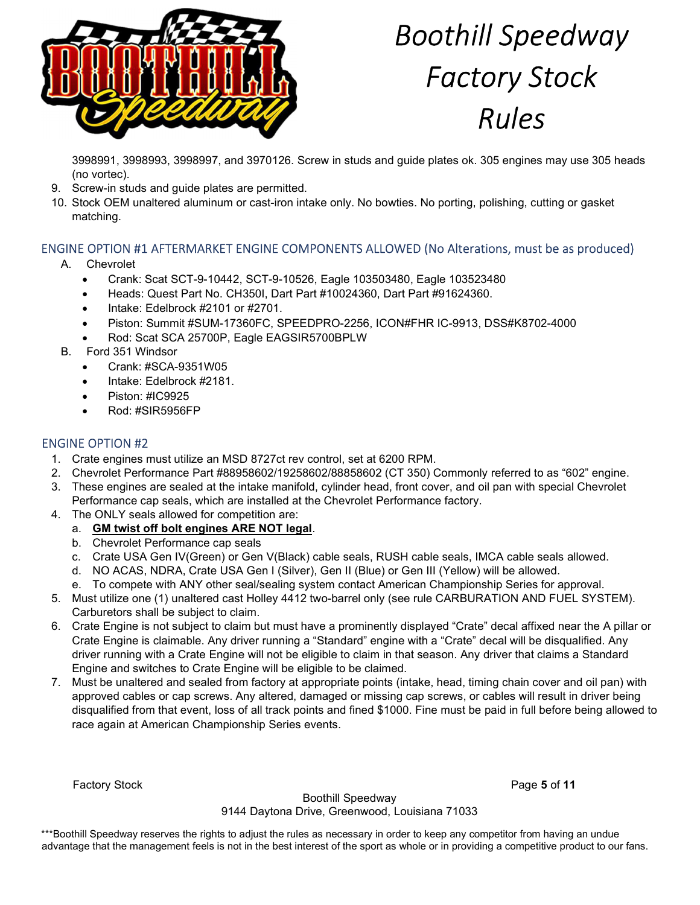3998991, 3998993, 3998997, and 3970126. Screw in studs and guide plates ok. 305 engines may use 305 heads (no vortec).

9. Screw-in studs and guide plates are permitted.
10. Stock OEM unaltered aluminum or cast-iron intake only. No bowties. No porting, polishing, cutting or gasket matching.

## ENGINE OPTION #1 AFTERMARKET ENGINE COMPONENTS ALLOWED (No Alterations, must be as produced)

A. Chevrolet
   - Crank: Scat SCT-9-10442, SCT-9-10526, Eagle 103503480, Eagle 103523480
   - Heads: Quest Part No. CH350I, Dart Part #10024360, Dart Part #91624360.
   - Intake: Edelbrock #2101 or #2701.
   - Piston: Summit #SUM-17360FC, SPEEDPRO-2256, ICON#FHR IC-9913, DSS#K8702-4000
   - Rod: Scat SCA 25700P, Eagle EAGSIR5700BPLW

B. Ford 351 Windsor
   - Crank: #SCA-9351W05
   - Intake: Edelbrock #2181.
   - Piston: #IC9925
   - Rod: #SIR5956FP

## ENGINE OPTION #2

1. Crate engines must utilize an MSD 8727ct rev control, set at 6200 RPM.
2. Chevrolet Performance Part #88958602/19258602/88858602 (CT 350) Commonly referred to as "602" engine.
3. These engines are sealed at the intake manifold, cylinder head, front cover, and oil pan with special Chevrolet Performance cap seals, which are installed at the Chevrolet Performance factory.
4. The ONLY seals allowed for competition are:
   a. **GM twist off bolt engines ARE NOT legal**.
   b. Chevrolet Performance cap seals
   c. Crate USA Gen IV(Green) or Gen V(Black) cable seals, RUSH cable seals, IMCA cable seals allowed.
   d. NO ACAS, NDRA, Crate USA Gen I (Silver), Gen II (Blue) or Gen III (Yellow) will be allowed.
   e. To compete with ANY other seal/sealing system contact American Championship Series for approval.
5. Must utilize one (1) unaltered cast Holley 4412 two-barrel only (see rule CARBURATION AND FUEL SYSTEM). Carburetors shall be subject to claim.
6. Crate Engine is not subject to claim but must have a prominently displayed "Crate" decal affixed near the A pillar or Crate Engine is claimable. Any driver running a "Standard" engine with a "Crate" decal will be disqualified. Any driver running with a Crate Engine will not be eligible to claim in that season. Any driver that claims a Standard Engine and switches to Crate Engine will be eligible to be claimed.
7. Must be unaltered and sealed from factory at appropriate points (intake, head, timing chain cover and oil pan) with approved cables or cap screws. Any altered, damaged or missing cap screws, or cables will result in driver being disqualified from that event, loss of all track points and fined $1000. Fine must be paid in full before being allowed to race again at American Championship Series events.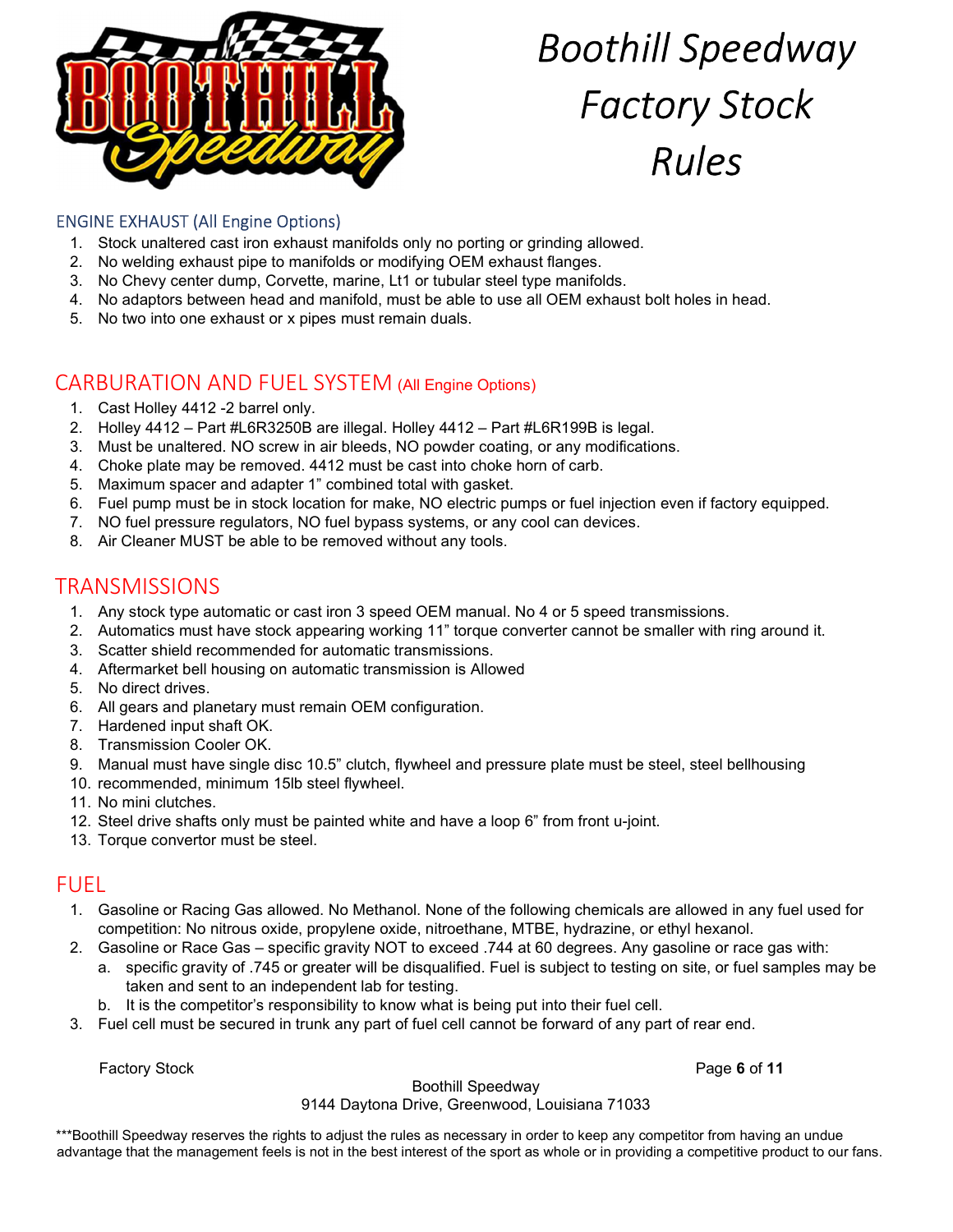# Boothill Speedway Factory Stock Rules

## ENGINE EXHAUST (All Engine Options)

1. Stock unaltered cast iron exhaust manifolds only no porting or grinding allowed.
2. No welding exhaust pipe to manifolds or modifying OEM exhaust flanges.
3. No Chevy center dump, Corvette, marine, Lt1 or tubular steel type manifolds.
4. No adaptors between head and manifold, must be able to use all OEM exhaust bolt holes in head.
5. No two into one exhaust or x pipes must remain duals.

## CARBURATION AND FUEL SYSTEM (All Engine Options)

1. Cast Holley 4412 -2 barrel only.
2. Holley 4412 – Part #L6R3250B are illegal. Holley 4412 – Part #L6R199B is legal.
3. Must be unaltered. NO screw in air bleeds, NO powder coating, or any modifications.
4. Choke plate may be removed. 4412 must be cast into choke horn of carb.
5. Maximum spacer and adapter 1" combined total with gasket.
6. Fuel pump must be in stock location for make, NO electric pumps or fuel injection even if factory equipped.
7. NO fuel pressure regulators, NO fuel bypass systems, or any cool can devices.
8. Air Cleaner MUST be able to be removed without any tools.

## TRANSMISSIONS

1. Any stock type automatic or cast iron 3 speed OEM manual. No 4 or 5 speed transmissions.
2. Automatics must have stock appearing working 11" torque converter cannot be smaller with ring around it.
3. Scatter shield recommended for automatic transmissions.
4. Aftermarket bell housing on automatic transmission is Allowed
5. No direct drives.
6. All gears and planetary must remain OEM configuration.
7. Hardened input shaft OK.
8. Transmission Cooler OK.
9. Manual must have single disc 10.5" clutch, flywheel and pressure plate must be steel, steel bellhousing
10. recommended, minimum 15lb steel flywheel.
11. No mini clutches.
12. Steel drive shafts only must be painted white and have a loop 6" from front u-joint.
13. Torque convertor must be steel.

## FUEL

1. Gasoline or Racing Gas allowed. No Methanol. None of the following chemicals are allowed in any fuel used for competition: No nitrous oxide, propylene oxide, nitroethane, MTBE, hydrazine, or ethyl hexanol.
2. Gasoline or Race Gas – specific gravity NOT to exceed .744 at 60 degrees. Any gasoline or race gas with:
   a. specific gravity of .745 or greater will be disqualified. Fuel is subject to testing on site, or fuel samples may be taken and sent to an independent lab for testing.
   b. It is the competitor's responsibility to know what is being put into their fuel cell.
3. Fuel cell must be secured in trunk any part of fuel cell cannot be forward of any part of rear end.

Boothill Speedway
9144 Daytona Drive, Greenwood, Louisiana 71033

***Boothill Speedway reserves the rights to adjust the rules as necessary in order to keep any competitor from having an undue advantage that the management feels is not in the best interest of the sport as whole or in providing a competitive product to our fans.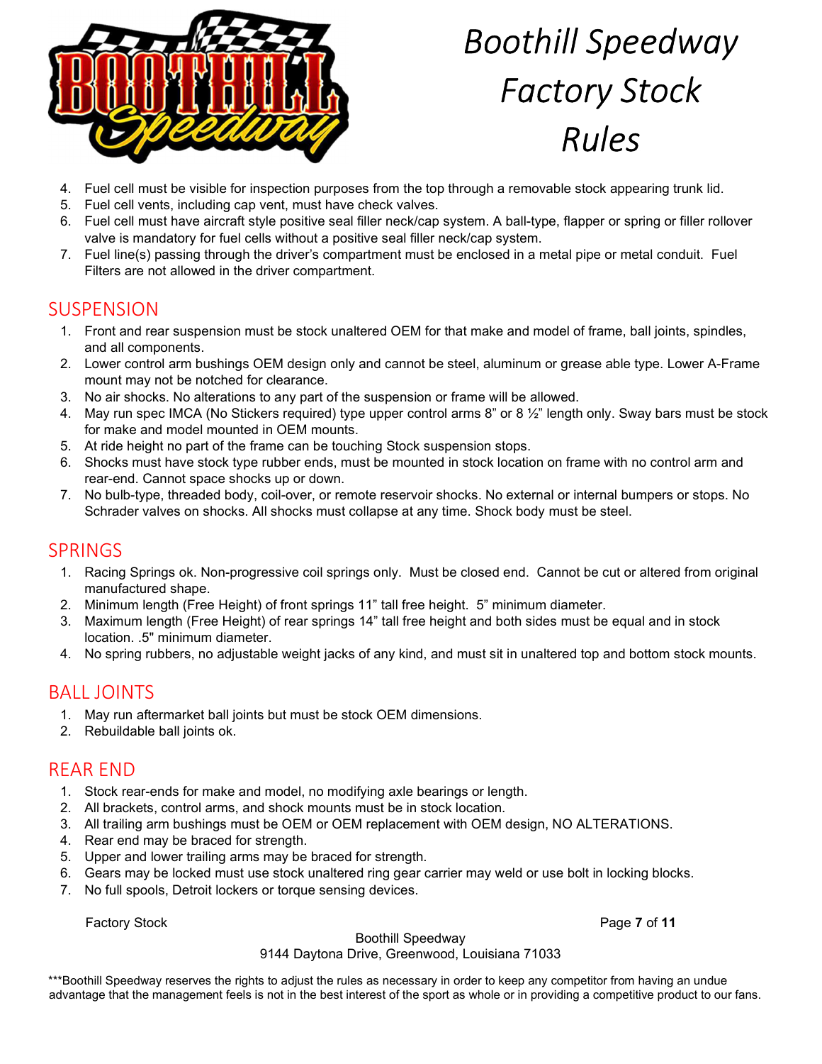# Boothill Speedway Factory Stock Rules

4. Fuel cell must be visible for inspection purposes from the top through a removable stock appearing trunk lid.
5. Fuel cell vents, including cap vent, must have check valves.
6. Fuel cell must have aircraft style positive seal filler neck/cap system. A ball-type, flapper or spring or filler rollover valve is mandatory for fuel cells without a positive seal filler neck/cap system.
7. Fuel line(s) passing through the driver's compartment must be enclosed in a metal pipe or metal conduit. Fuel Filters are not allowed in the driver compartment.

## SUSPENSION

1. Front and rear suspension must be stock unaltered OEM for that make and model of frame, ball joints, spindles, and all components.
2. Lower control arm bushings OEM design only and cannot be steel, aluminum or grease able type. Lower A-Frame mount may not be notched for clearance.
3. No air shocks. No alterations to any part of the suspension or frame will be allowed.
4. May run spec IMCA (No Stickers required) type upper control arms 8" or 8 ½" length only. Sway bars must be stock for make and model mounted in OEM mounts.
5. At ride height no part of the frame can be touching Stock suspension stops.
6. Shocks must have stock type rubber ends, must be mounted in stock location on frame with no control arm and rear-end. Cannot space shocks up or down.
7. No bulb-type, threaded body, coil-over, or remote reservoir shocks. No external or internal bumpers or stops. No Schrader valves on shocks. All shocks must collapse at any time. Shock body must be steel.

## SPRINGS

1. Racing Springs ok. Non-progressive coil springs only. Must be closed end. Cannot be cut or altered from original manufactured shape.
2. Minimum length (Free Height) of front springs 11" tall free height. 5" minimum diameter.
3. Maximum length (Free Height) of rear springs 14" tall free height and both sides must be equal and in stock location. .5" minimum diameter.
4. No spring rubbers, no adjustable weight jacks of any kind, and must sit in unaltered top and bottom stock mounts.

## BALL JOINTS

1. May run aftermarket ball joints but must be stock OEM dimensions.
2. Rebuildable ball joints ok.

## REAR END

1. Stock rear-ends for make and model, no modifying axle bearings or length.
2. All brackets, control arms, and shock mounts must be in stock location.
3. All trailing arm bushings must be OEM or OEM replacement with OEM design, NO ALTERATIONS.
4. Rear end may be braced for strength.
5. Upper and lower trailing arms may be braced for strength.
6. Gears may be locked must use stock unaltered ring gear carrier may weld or use bolt in locking blocks.
7. No full spools, Detroit lockers or torque sensing devices.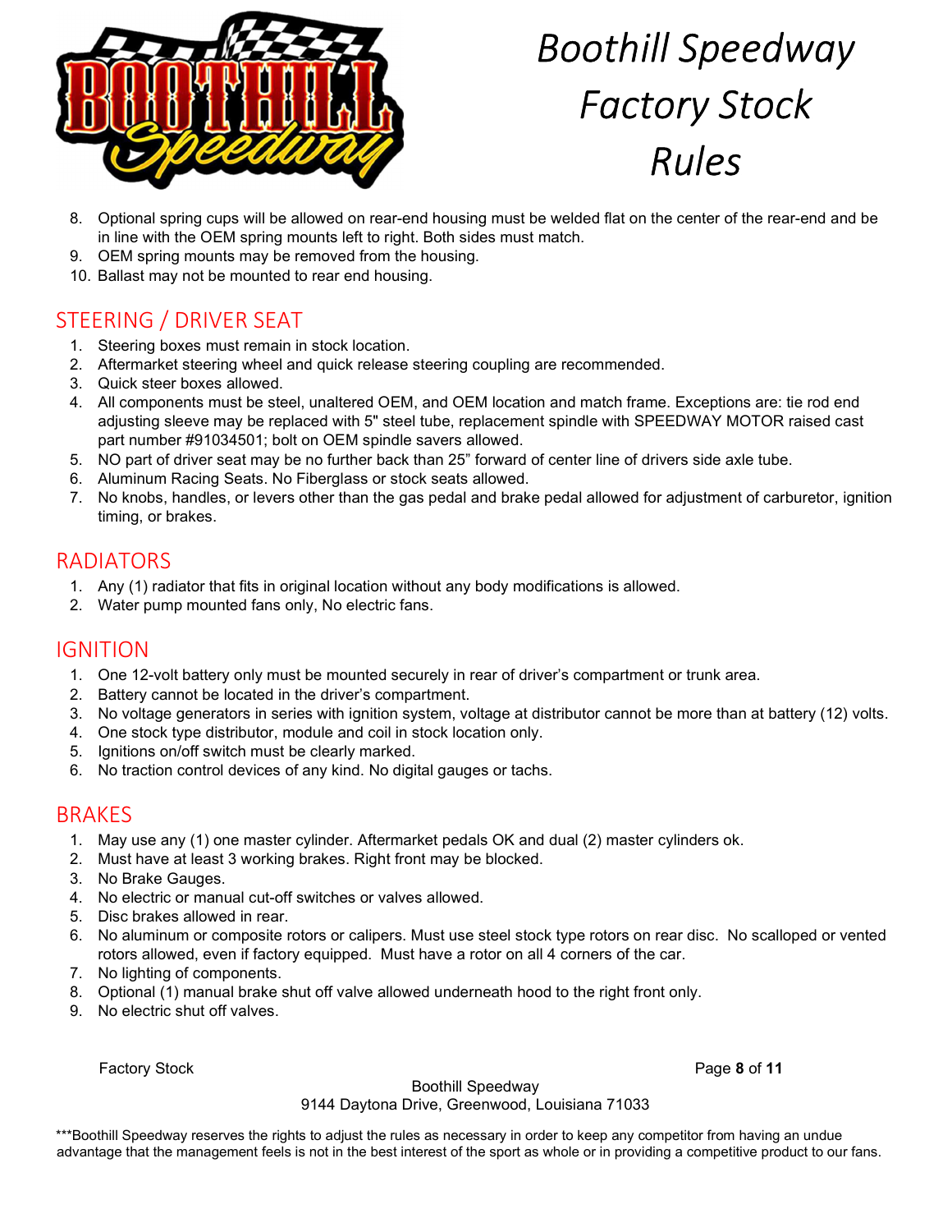8. Optional spring cups will be allowed on rear-end housing must be welded flat on the center of the rear-end and be in line with the OEM spring mounts left to right. Both sides must match.
9. OEM spring mounts may be removed from the housing.
10. Ballast may not be mounted to rear end housing.

## STEERING / DRIVER SEAT

1. Steering boxes must remain in stock location.
2. Aftermarket steering wheel and quick release steering coupling are recommended.
3. Quick steer boxes allowed.
4. All components must be steel, unaltered OEM, and OEM location and match frame. Exceptions are: tie rod end adjusting sleeve may be replaced with 5" steel tube, replacement spindle with SPEEDWAY MOTOR raised cast part number #91034501; bolt on OEM spindle savers allowed.
5. NO part of driver seat may be no further back than 25" forward of center line of drivers side axle tube.
6. Aluminum Racing Seats. No Fiberglass or stock seats allowed.
7. No knobs, handles, or levers other than the gas pedal and brake pedal allowed for adjustment of carburetor, ignition timing, or brakes.

## RADIATORS

1. Any (1) radiator that fits in original location without any body modifications is allowed.
2. Water pump mounted fans only, No electric fans.

## IGNITION

1. One 12-volt battery only must be mounted securely in rear of driver's compartment or trunk area.
2. Battery cannot be located in the driver's compartment.
3. No voltage generators in series with ignition system, voltage at distributor cannot be more than at battery (12) volts.
4. One stock type distributor, module and coil in stock location only.
5. Ignitions on/off switch must be clearly marked.
6. No traction control devices of any kind. No digital gauges or tachs.

## BRAKES

1. May use any (1) one master cylinder. Aftermarket pedals OK and dual (2) master cylinders ok.
2. Must have at least 3 working brakes. Right front may be blocked.
3. No Brake Gauges.
4. No electric or manual cut-off switches or valves allowed.
5. Disc brakes allowed in rear.
6. No aluminum or composite rotors or calipers. Must use steel stock type rotors on rear disc. No scalloped or vented rotors allowed, even if factory equipped. Must have a rotor on all 4 corners of the car.
7. No lighting of components.
8. Optional (1) manual brake shut off valve allowed underneath hood to the right front only.
9. No electric shut off valves.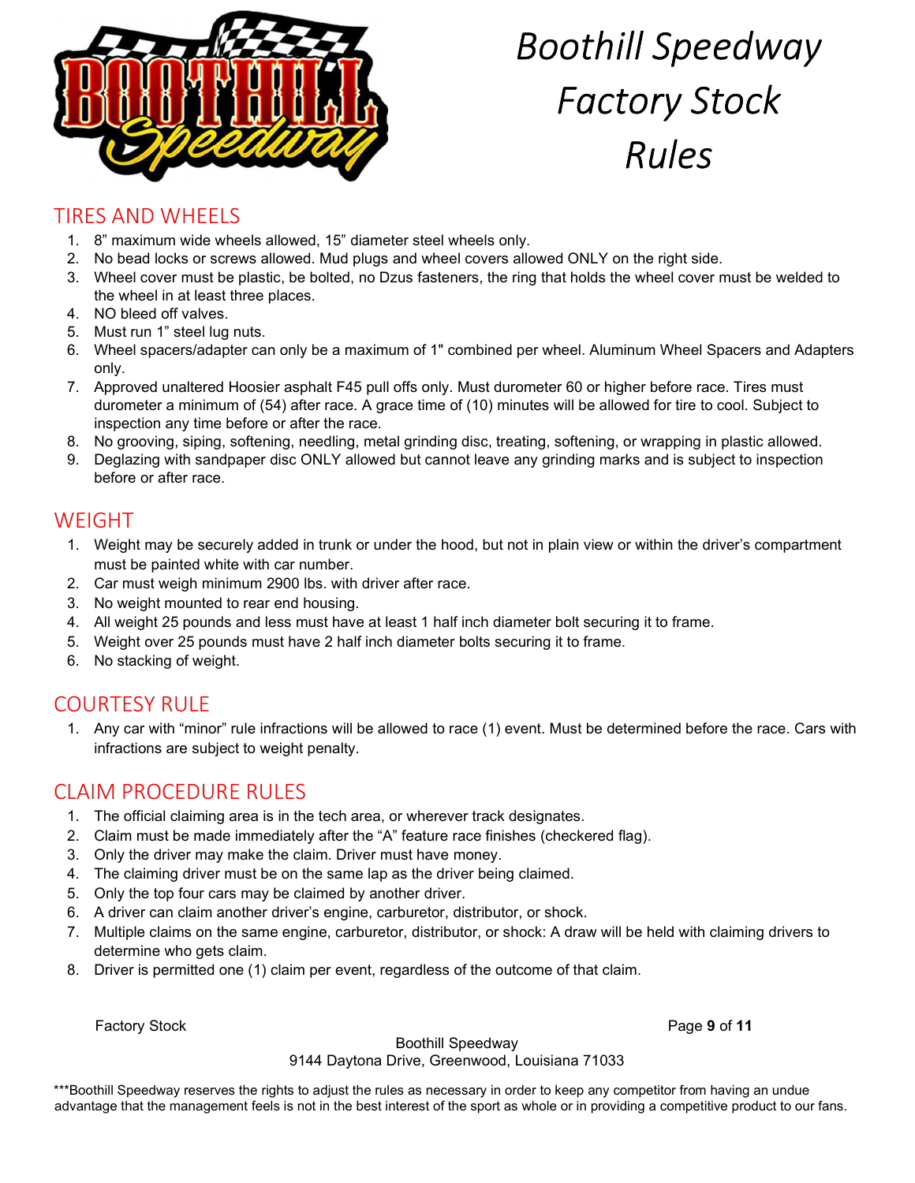# Boothill Speedway Factory Stock Rules

## TIRES AND WHEELS

1. 8" maximum wide wheels allowed, 15" diameter steel wheels only.
2. No bead locks or screws allowed. Mud plugs and wheel covers allowed ONLY on the right side.
3. Wheel cover must be plastic, be bolted, no Dzus fasteners, the ring that holds the wheel cover must be welded to the wheel in at least three places.
4. NO bleed off valves.
5. Must run 1" steel lug nuts.
6. Wheel spacers/adapter can only be a maximum of 1" combined per wheel. Aluminum Wheel Spacers and Adapters only.
7. Approved unaltered Hoosier asphalt F45 pull offs only. Must durometer 60 or higher before race. Tires must durometer a minimum of (54) after race. A grace time of (10) minutes will be allowed for tire to cool. Subject to inspection any time before or after the race.
8. No grooving, siping, softening, needling, metal grinding disc, treating, softening, or wrapping in plastic allowed.
9. Deglazing with sandpaper disc ONLY allowed but cannot leave any grinding marks and is subject to inspection before or after race.

## WEIGHT

1. Weight may be securely added in trunk or under the hood, but not in plain view or within the driver's compartment must be painted white with car number.
2. Car must weigh minimum 2900 lbs. with driver after race.
3. No weight mounted to rear end housing.
4. All weight 25 pounds and less must have at least 1 half inch diameter bolt securing it to frame.
5. Weight over 25 pounds must have 2 half inch diameter bolts securing it to frame.
6. No stacking of weight.

## COURTESY RULE

1. Any car with "minor" rule infractions will be allowed to race (1) event. Must be determined before the race. Cars with infractions are subject to weight penalty.

## CLAIM PROCEDURE RULES

1. The official claiming area is in the tech area, or wherever track designates.
2. Claim must be made immediately after the "A" feature race finishes (checkered flag).
3. Only the driver may make the claim. Driver must have money.
4. The claiming driver must be on the same lap as the driver being claimed.
5. Only the top four cars may be claimed by another driver.
6. A driver can claim another driver's engine, carburetor, distributor, or shock.
7. Multiple claims on the same engine, carburetor, distributor, or shock: A draw will be held with claiming drivers to determine who gets claim.
8. Driver is permitted one (1) claim per event, regardless of the outcome of that claim.

Boothill Speedway
9144 Daytona Drive, Greenwood, Louisiana 71033

***Boothill Speedway reserves the rights to adjust the rules as necessary in order to keep any competitor from having an undue advantage that the management feels is not in the best interest of the sport as whole or in providing a competitive product to our fans.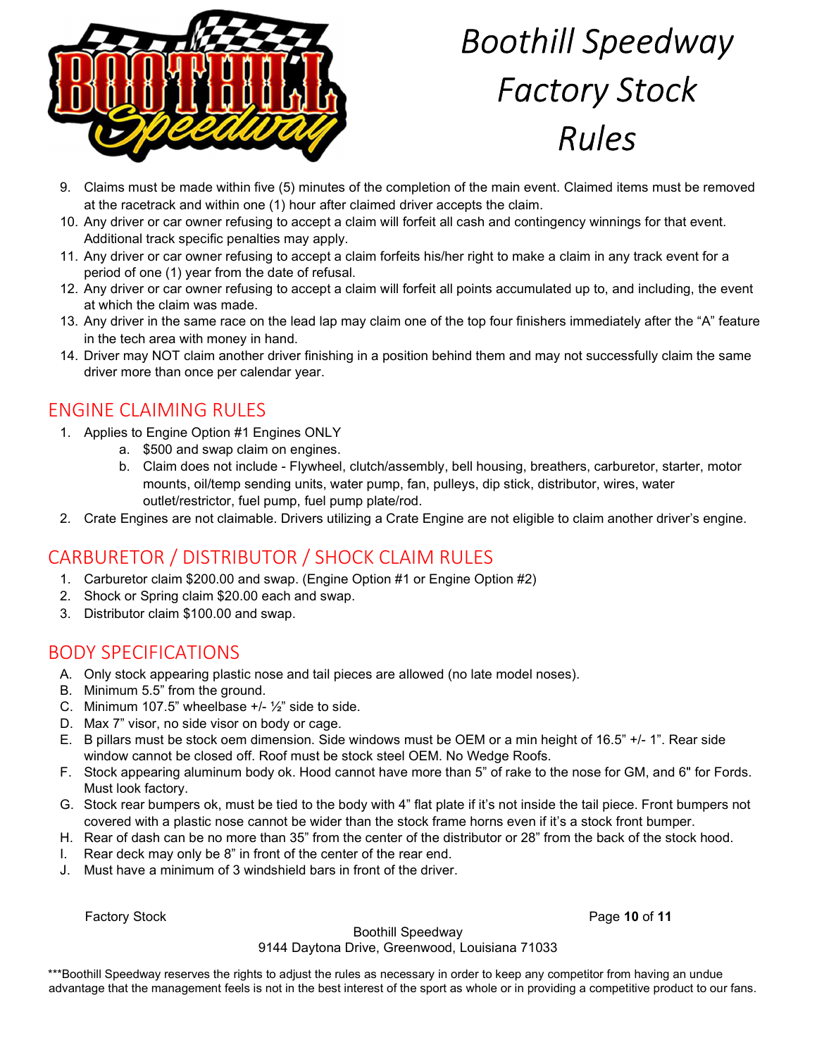# Boothill Speedway Factory Stock Rules

9. Claims must be made within five (5) minutes of the completion of the main event. Claimed items must be removed at the racetrack and within one (1) hour after claimed driver accepts the claim.
10. Any driver or car owner refusing to accept a claim will forfeit all cash and contingency winnings for that event. Additional track specific penalties may apply.
11. Any driver or car owner refusing to accept a claim forfeits his/her right to make a claim in any track event for a period of one (1) year from the date of refusal.
12. Any driver or car owner refusing to accept a claim will forfeit all points accumulated up to, and including, the event at which the claim was made.
13. Any driver in the same race on the lead lap may claim one of the top four finishers immediately after the "A" feature in the tech area with money in hand.
14. Driver may NOT claim another driver finishing in a position behind them and may not successfully claim the same driver more than once per calendar year.

## ENGINE CLAIMING RULES

1. Applies to Engine Option #1 Engines ONLY
    a. $500 and swap claim on engines.
    b. Claim does not include - Flywheel, clutch/assembly, bell housing, breathers, carburetor, starter, motor mounts, oil/temp sending units, water pump, fan, pulleys, dip stick, distributor, wires, water outlet/restrictor, fuel pump, fuel pump plate/rod.
2. Crate Engines are not claimable. Drivers utilizing a Crate Engine are not eligible to claim another driver's engine.

## CARBURETOR / DISTRIBUTOR / SHOCK CLAIM RULES

1. Carburetor claim $200.00 and swap. (Engine Option #1 or Engine Option #2)
2. Shock or Spring claim $20.00 each and swap.
3. Distributor claim $100.00 and swap.

## BODY SPECIFICATIONS

A. Only stock appearing plastic nose and tail pieces are allowed (no late model noses).
B. Minimum 5.5" from the ground.
C. Minimum 107.5" wheelbase +/- ½" side to side.
D. Max 7" visor, no side visor on body or cage.
E. B pillars must be stock oem dimension. Side windows must be OEM or a min height of 16.5" +/- 1". Rear side window cannot be closed off. Roof must be stock steel OEM. No Wedge Roofs.
F. Stock appearing aluminum body ok. Hood cannot have more than 5" of rake to the nose for GM, and 6" for Fords. Must look factory.
G. Stock rear bumpers ok, must be tied to the body with 4" flat plate if it's not inside the tail piece. Front bumpers not covered with a plastic nose cannot be wider than the stock frame horns even if it's a stock front bumper.
H. Rear of dash can be no more than 35" from the center of the distributor or 28" from the back of the stock hood.
I. Rear deck may only be 8" in front of the center of the rear end.
J. Must have a minimum of 3 windshield bars in front of the driver.

Boothill Speedway
9144 Daytona Drive, Greenwood, Louisiana 71033

***Boothill Speedway reserves the rights to adjust the rules as necessary in order to keep any competitor from having an undue advantage that the management feels is not in the best interest of the sport as whole or in providing a competitive product to our fans.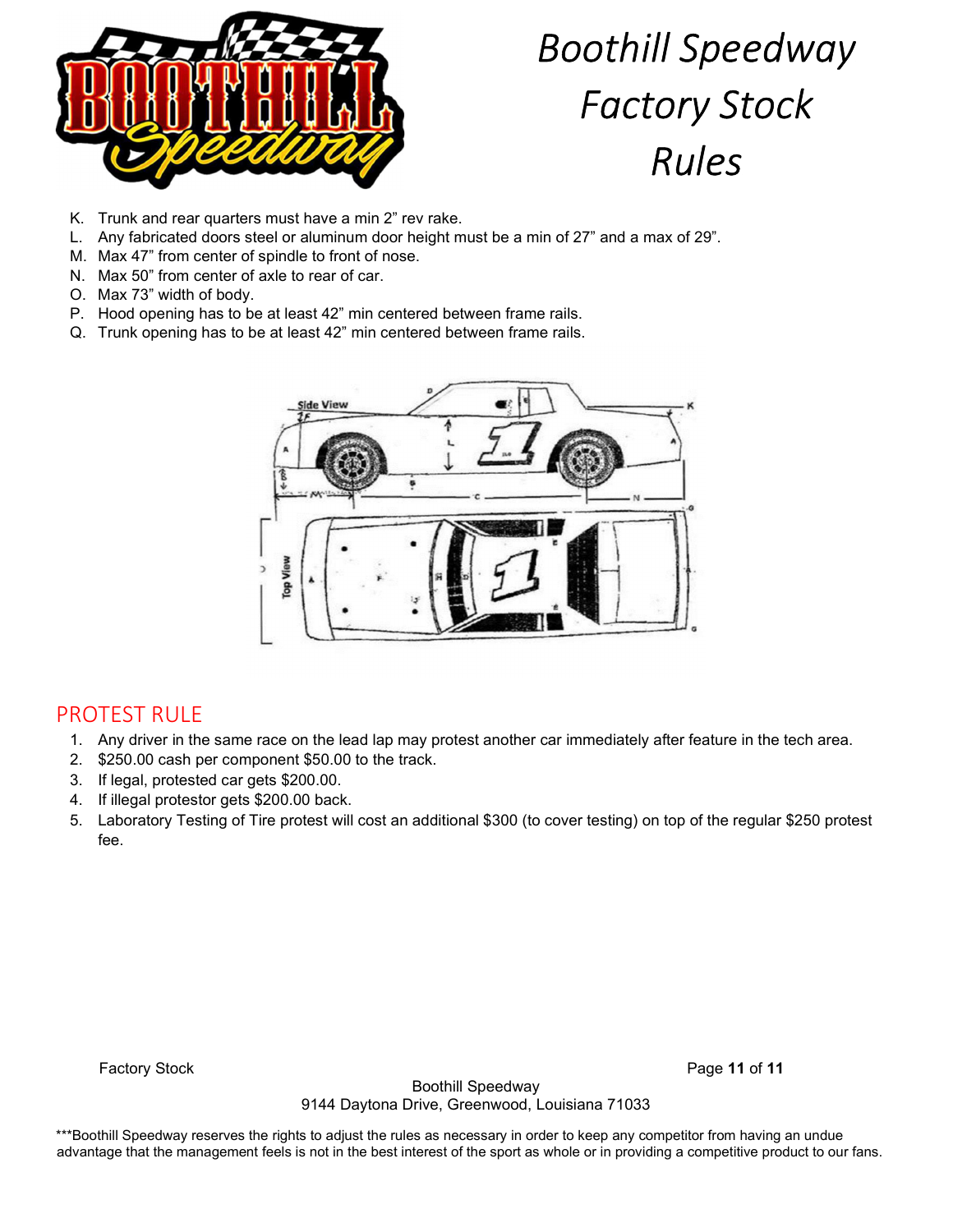# Boothill Speedway Factory Stock Rules

K. Trunk and rear quarters must have a min 2" rev rake.
L. Any fabricated doors steel or aluminum door height must be a min of 27" and a max of 29".
M. Max 47" from center of spindle to front of nose.
N. Max 50" from center of axle to rear of car.
O. Max 73" width of body.
P. Hood opening has to be at least 42" min centered between frame rails.
Q. Trunk opening has to be at least 42" min centered between frame rails.

Side View

Top View

## PROTEST RULE

1. Any driver in the same race on the lead lap may protest another car immediately after feature in the tech area.
2. $250.00 cash per component $50.00 to the track.
3. If legal, protested car gets $200.00.
4. If illegal protestor gets $200.00 back.
5. Laboratory Testing of Tire protest will cost an additional $300 (to cover testing) on top of the regular $250 protest fee.

Boothill Speedway
9144 Daytona Drive, Greenwood, Louisiana 71033

***Boothill Speedway reserves the rights to adjust the rules as necessary in order to keep any competitor from having an undue advantage that the management feels is not in the best interest of the sport as whole or in providing a competitive product to our fans.